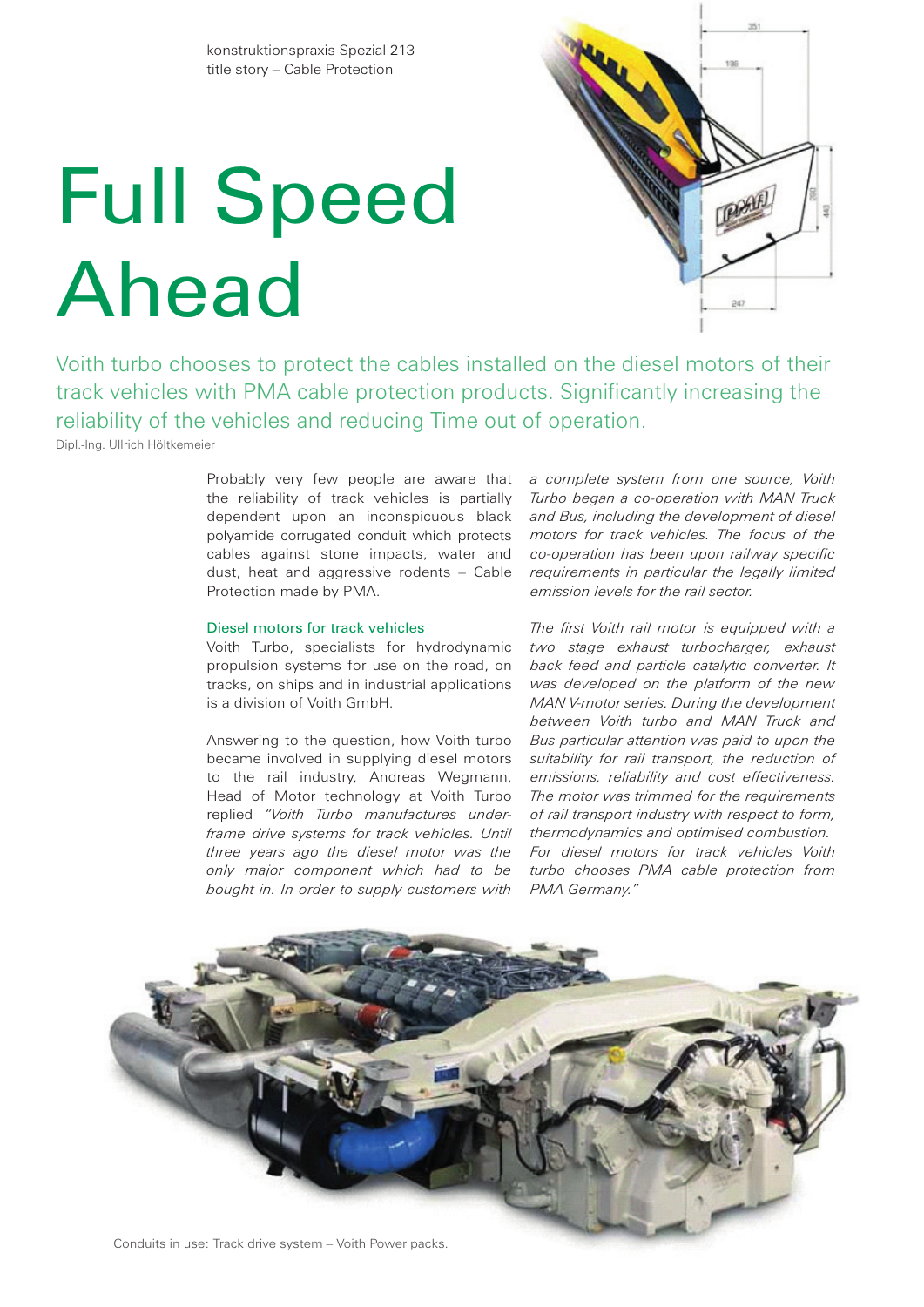konstruktionspraxis Spezial 213
title story – Cable Protection

# Full Speed Ahead

## Voith turbo chooses to protect the cables installed on the diesel motors of their track vehicles with PMA cable protection products. Significantly increasing the reliability of the vehicles and reducing Time out of operation.

Dipl.-Ing. Ullrich Höltkemeier

Probably very few people are aware that the reliability of track vehicles is partially dependent upon an inconspicuous black polyamide corrugated conduit which protects cables against stone impacts, water and dust, heat and aggressive rodents – Cable Protection made by PMA.

### Diesel motors for track vehicles

Voith Turbo, specialists for hydrodynamic propulsion systems for use on the road, on tracks, on ships and in industrial applications is a division of Voith GmbH.

Answering to the question, how Voith turbo became involved in supplying diesel motors to the rail industry, Andreas Wegmann, Head of Motor technology at Voith Turbo replied *"Voith Turbo manufactures underframe drive systems for track vehicles. Until three years ago the diesel motor was the only major component which had to be bought in. In order to supply customers with a complete system from one source, Voith Turbo began a co-operation with MAN Truck and Bus, including the development of diesel motors for track vehicles. The focus of the co-operation has been upon railway specific requirements in particular the legally limited emission levels for the rail sector.*

*The first Voith rail motor is equipped with a two stage exhaust turbocharger, exhaust back feed and particle catalytic converter. It was developed on the platform of the new MAN V-motor series. During the development between Voith turbo and MAN Truck and Bus particular attention was paid to upon the suitability for rail transport, the reduction of emissions, reliability and cost effectiveness. The motor was trimmed for the requirements of rail transport industry with respect to form, thermodynamics and optimised combustion. For diesel motors for track vehicles Voith turbo chooses PMA cable protection from PMA Germany."*

Conduits in use: Track drive system – Voith Power packs.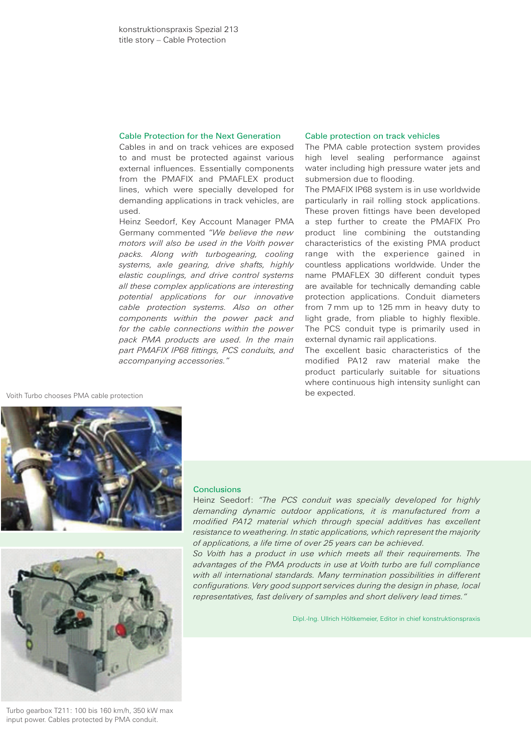## Cable Protection for the Next Generation

Cables in and on track vehicles are exposed to and must be protected against various external influences. Essentially components from the PMAFIX and PMAFLEX product lines, which were specially developed for demanding applications in track vehicles, are used.

Heinz Seedorf, Key Account Manager PMA Germany commented *"We believe the new motors will also be used in the Voith power packs. Along with turbogearing, cooling systems, axle gearing, drive shafts, highly elastic couplings, and drive control systems all these complex applications are interesting potential applications for our innovative cable protection systems. Also on other components within the power pack and for the cable connections within the power pack PMA products are used. In the main part PMAFIX IP68 fittings, PCS conduits, and accompanying accessories."*

## Cable protection on track vehicles

The PMA cable protection system provides high level sealing performance against water including high pressure water jets and submersion due to flooding.

The PMAFIX IP68 system is in use worldwide particularly in rail rolling stock applications. These proven fittings have been developed a step further to create the PMAFIX Pro product line combining the outstanding characteristics of the existing PMA product range with the experience gained in countless applications worldwide. Under the name PMAFLEX 30 different conduit types are available for technically demanding cable protection applications. Conduit diameters from 7 mm up to 125 mm in heavy duty to light grade, from pliable to highly flexible. The PCS conduit type is primarily used in external dynamic rail applications.

The excellent basic characteristics of the modified PA12 raw material make the product particularly suitable for situations where continuous high intensity sunlight can be expected.

Voith Turbo chooses PMA cable protection

Turbo gearbox T211: 100 bis 160 km/h, 350 kW max input power. Cables protected by PMA conduit.

## Conclusions

Heinz Seedorf: *"The PCS conduit was specially developed for highly demanding dynamic outdoor applications, it is manufactured from a modified PA12 material which through special additives has excellent resistance to weathering. In static applications, which represent the majority of applications, a life time of over 25 years can be achieved.*

*So Voith has a product in use which meets all their requirements. The advantages of the PMA products in use at Voith turbo are full compliance with all international standards. Many termination possibilities in different configurations. Very good support services during the design in phase, local representatives, fast delivery of samples and short delivery lead times."*

Dipl.-Ing. Ullrich Höltkemeier, Editor in chief konstruktionspraxis